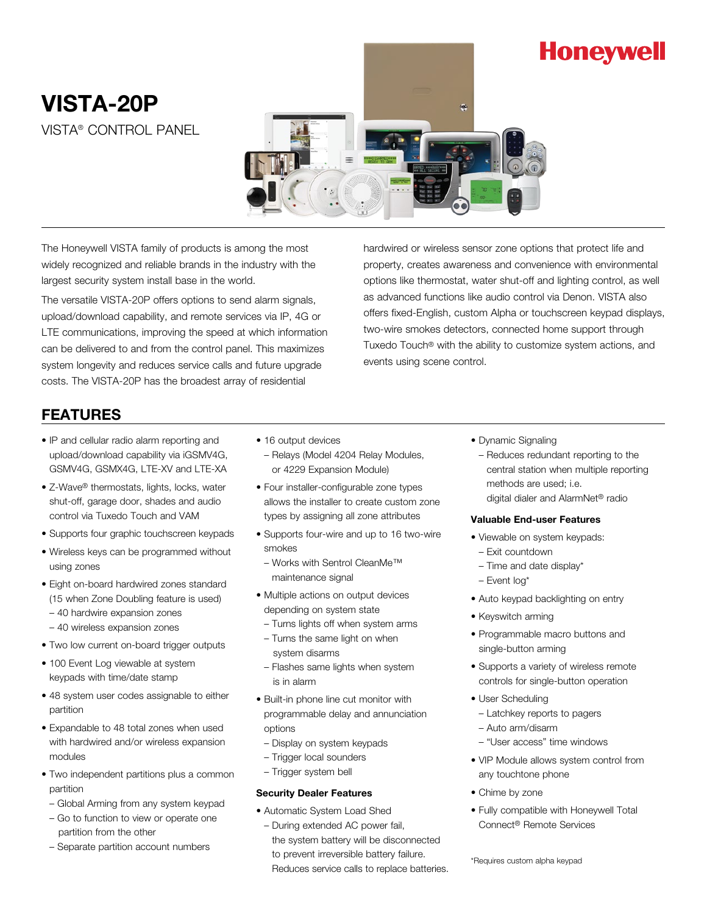Honeywell

# VISTA-20P

VISTA® CONTROL PANEL

The Honeywell VISTA family of products is among the most widely recognized and reliable brands in the industry with the largest security system install base in the world.

The versatile VISTA-20P offers options to send alarm signals, upload/download capability, and remote services via IP, 4G or LTE communications, improving the speed at which information can be delivered to and from the control panel. This maximizes system longevity and reduces service calls and future upgrade costs. The VISTA-20P has the broadest array of residential hardwired or wireless sensor zone options that protect life and property, creates awareness and convenience with environmental options like thermostat, water shut-off and lighting control, as well as advanced functions like audio control via Denon. VISTA also offers fixed-English, custom Alpha or touchscreen keypad displays, two-wire smokes detectors, connected home support through Tuxedo Touch® with the ability to customize system actions, and events using scene control.

## FEATURES

- IP and cellular radio alarm reporting and upload/download capability via iGSMV4G, GSMV4G, GSMX4G, LTE-XV and LTE-XA
- Z-Wave® thermostats, lights, locks, water shut-off, garage door, shades and audio control via Tuxedo Touch and VAM
- Supports four graphic touchscreen keypads
- Wireless keys can be programmed without using zones
- Eight on-board hardwired zones standard (15 when Zone Doubling feature is used)
  - 40 hardwire expansion zones
  - 40 wireless expansion zones
- Two low current on-board trigger outputs
- 100 Event Log viewable at system keypads with time/date stamp
- 48 system user codes assignable to either partition
- Expandable to 48 total zones when used with hardwired and/or wireless expansion modules
- Two independent partitions plus a common partition
  - Global Arming from any system keypad
  - Go to function to view or operate one partition from the other
  - Separate partition account numbers
- 16 output devices
  - Relays (Model 4204 Relay Modules, or 4229 Expansion Module)
- Four installer-configurable zone types allows the installer to create custom zone types by assigning all zone attributes
- Supports four-wire and up to 16 two-wire smokes
  - Works with Sentrol CleanMe™ maintenance signal
- Multiple actions on output devices depending on system state
  - Turns lights off when system arms
  - Turns the same light on when system disarms
  - Flashes same lights when system is in alarm
- Built-in phone line cut monitor with programmable delay and annunciation options
  - Display on system keypads
  - Trigger local sounders
  - Trigger system bell

### Security Dealer Features

- Automatic System Load Shed
  - During extended AC power fail, the system battery will be disconnected to prevent irreversible battery failure. Reduces service calls to replace batteries.
- Dynamic Signaling
  - Reduces redundant reporting to the central station when multiple reporting methods are used; i.e. digital dialer and AlarmNet® radio

### Valuable End-user Features

- Viewable on system keypads:
  - Exit countdown
  - Time and date display*
  - Event log*
- Auto keypad backlighting on entry
- Keyswitch arming
- Programmable macro buttons and single-button arming
- Supports a variety of wireless remote controls for single-button operation
- User Scheduling
  - Latchkey reports to pagers
  - Auto arm/disarm
  - "User access" time windows
- VIP Module allows system control from any touchtone phone
- Chime by zone
- Fully compatible with Honeywell Total Connect® Remote Services

*Requires custom alpha keypad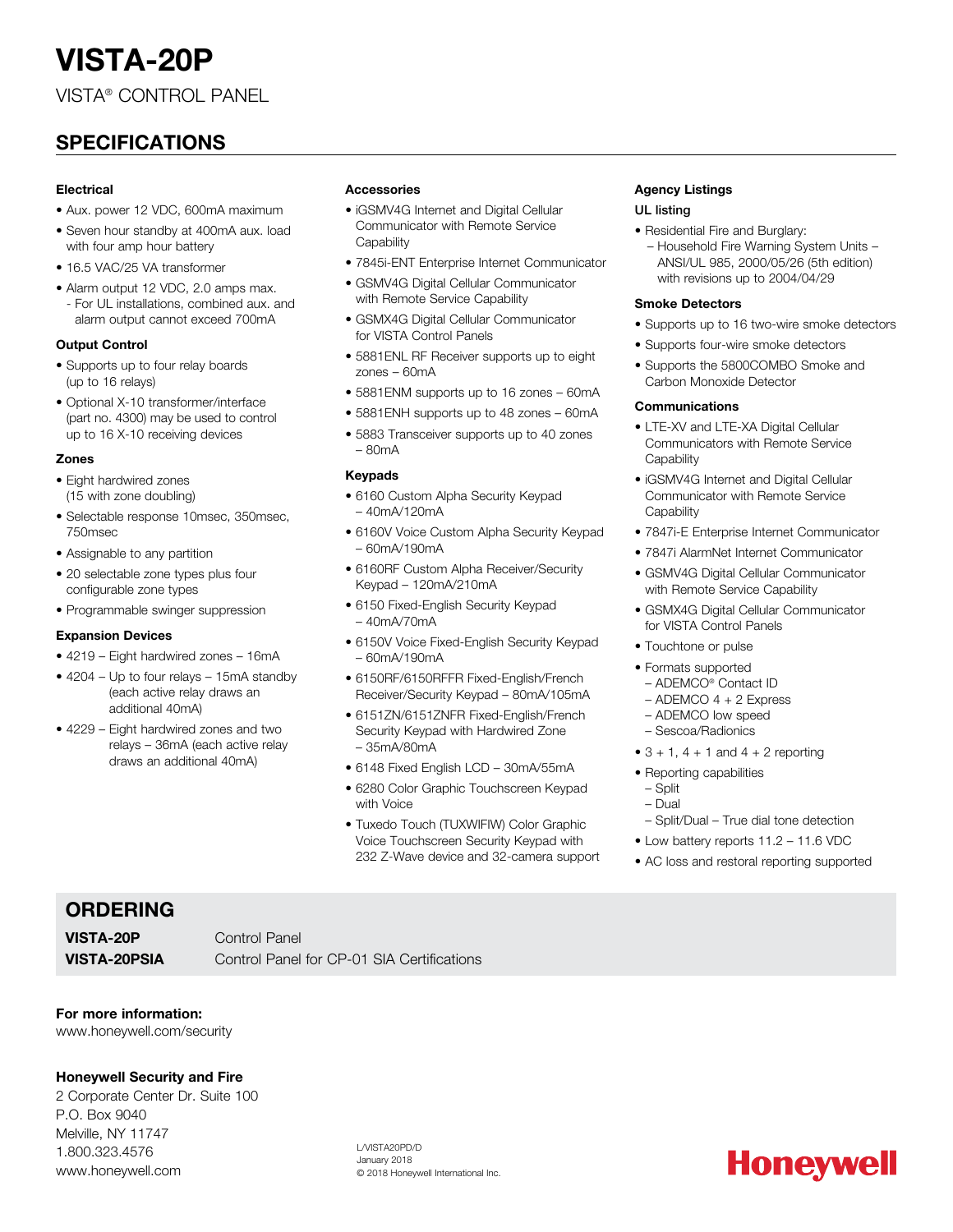# VISTA-20P

VISTA® CONTROL PANEL

## SPECIFICATIONS

### Electrical

- Aux. power 12 VDC, 600mA maximum
- Seven hour standby at 400mA aux. load with four amp hour battery
- 16.5 VAC/25 VA transformer
- Alarm output 12 VDC, 2.0 amps max.
  - For UL installations, combined aux. and alarm output cannot exceed 700mA

### Output Control

- Supports up to four relay boards (up to 16 relays)
- Optional X-10 transformer/interface (part no. 4300) may be used to control up to 16 X-10 receiving devices

### Zones

- Eight hardwired zones (15 with zone doubling)
- Selectable response 10msec, 350msec, 750msec
- Assignable to any partition
- 20 selectable zone types plus four configurable zone types
- Programmable swinger suppression

### Expansion Devices

- 4219 – Eight hardwired zones – 16mA
- 4204 – Up to four relays – 15mA standby (each active relay draws an additional 40mA)
- 4229 – Eight hardwired zones and two relays – 36mA (each active relay draws an additional 40mA)

### Accessories

- iGSMV4G Internet and Digital Cellular Communicator with Remote Service Capability
- 7845i-ENT Enterprise Internet Communicator
- GSMV4G Digital Cellular Communicator with Remote Service Capability
- GSMX4G Digital Cellular Communicator for VISTA Control Panels
- 5881ENL RF Receiver supports up to eight zones – 60mA
- 5881ENM supports up to 16 zones – 60mA
- 5881ENH supports up to 48 zones – 60mA
- 5883 Transceiver supports up to 40 zones – 80mA

### Keypads

- 6160 Custom Alpha Security Keypad – 40mA/120mA
- 6160V Voice Custom Alpha Security Keypad – 60mA/190mA
- 6160RF Custom Alpha Receiver/Security Keypad – 120mA/210mA
- 6150 Fixed-English Security Keypad – 40mA/70mA
- 6150V Voice Fixed-English Security Keypad – 60mA/190mA
- 6150RF/6150RFFR Fixed-English/French Receiver/Security Keypad – 80mA/105mA
- 6151ZN/6151ZNFR Fixed-English/French Security Keypad with Hardwired Zone – 35mA/80mA
- 6148 Fixed English LCD – 30mA/55mA
- 6280 Color Graphic Touchscreen Keypad with Voice
- Tuxedo Touch (TUXWIFIW) Color Graphic Voice Touchscreen Security Keypad with 232 Z-Wave device and 32-camera support

### Agency Listings

#### UL listing

- Residential Fire and Burglary:
  - Household Fire Warning System Units – ANSI/UL 985, 2000/05/26 (5th edition) with revisions up to 2004/04/29

### Smoke Detectors

- Supports up to 16 two-wire smoke detectors
- Supports four-wire smoke detectors
- Supports the 5800COMBO Smoke and Carbon Monoxide Detector

### Communications

- LTE-XV and LTE-XA Digital Cellular Communicators with Remote Service Capability
- iGSMV4G Internet and Digital Cellular Communicator with Remote Service Capability
- 7847i-E Enterprise Internet Communicator
- 7847i AlarmNet Internet Communicator
- GSMV4G Digital Cellular Communicator with Remote Service Capability
- GSMX4G Digital Cellular Communicator for VISTA Control Panels
- Touchtone or pulse
- Formats supported
  - ADEMCO® Contact ID
  - ADEMCO 4 + 2 Express
  - ADEMCO low speed
  - Sescoa/Radionics
- 3 + 1, 4 + 1 and 4 + 2 reporting
- Reporting capabilities
  - Split
  - Dual
  - Split/Dual – True dial tone detection
- Low battery reports 11.2 – 11.6 VDC
- AC loss and restoral reporting supported

## ORDERING

| | |
|---|---|
| **VISTA-20P** | Control Panel |
| **VISTA-20PSIA** | Control Panel for CP-01 SIA Certifications |

**For more information:**
www.honeywell.com/security

**Honeywell Security and Fire**
2 Corporate Center Dr. Suite 100
P.O. Box 9040
Melville, NY 11747
1.800.323.4576
www.honeywell.com

L/VISTA20PD/D
January 2018
© 2018 Honeywell International Inc.

Honeywell